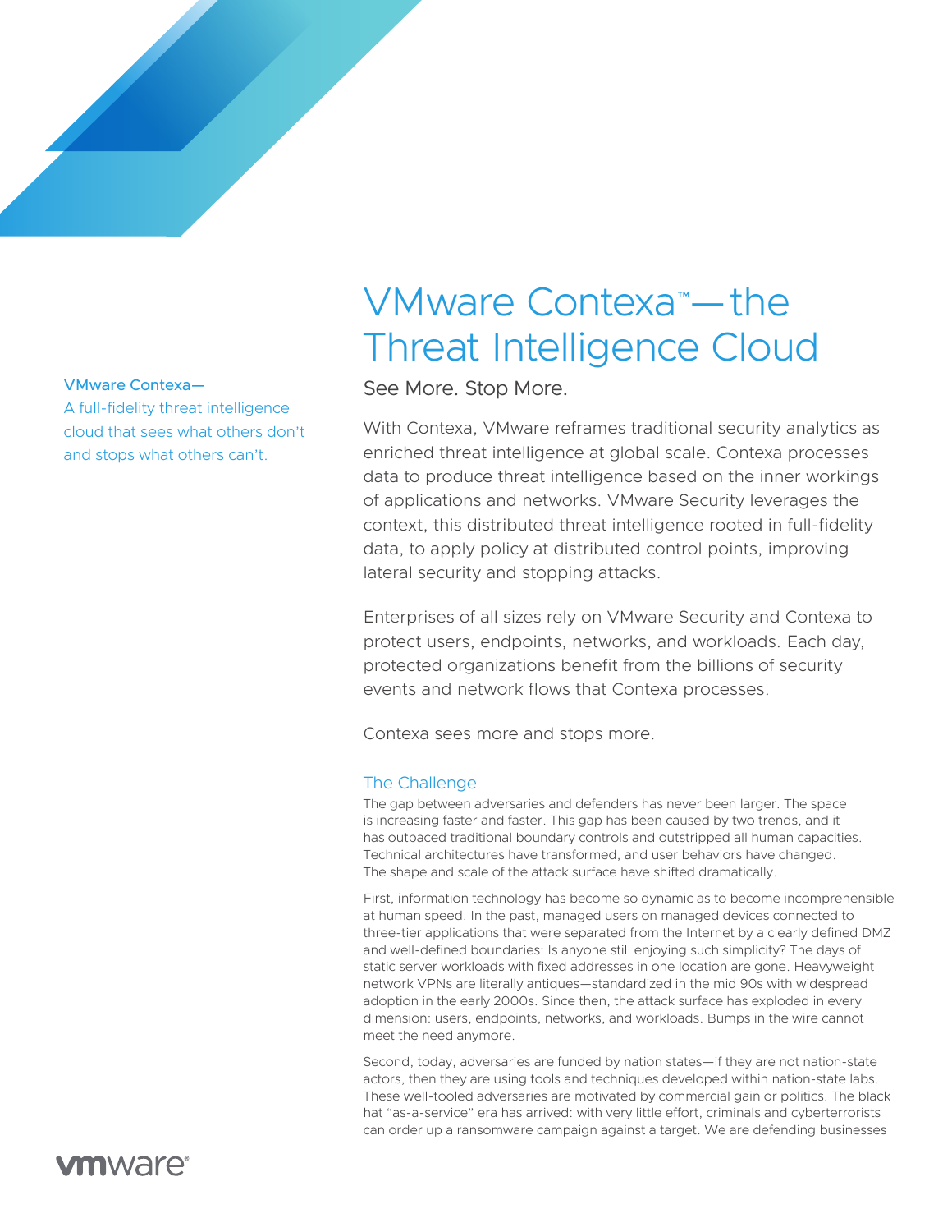# VMware Contexa™—the Threat Intelligence Cloud

See More. Stop More.

VMware Contexa—
A full-fidelity threat intelligence cloud that sees what others don't and stops what others can't.

With Contexa, VMware reframes traditional security analytics as enriched threat intelligence at global scale. Contexa processes data to produce threat intelligence based on the inner workings of applications and networks. VMware Security leverages the context, this distributed threat intelligence rooted in full-fidelity data, to apply policy at distributed control points, improving lateral security and stopping attacks.

Enterprises of all sizes rely on VMware Security and Contexa to protect users, endpoints, networks, and workloads. Each day, protected organizations benefit from the billions of security events and network flows that Contexa processes.

Contexa sees more and stops more.

## The Challenge

The gap between adversaries and defenders has never been larger. The space is increasing faster and faster. This gap has been caused by two trends, and it has outpaced traditional boundary controls and outstripped all human capacities. Technical architectures have transformed, and user behaviors have changed. The shape and scale of the attack surface have shifted dramatically.

First, information technology has become so dynamic as to become incomprehensible at human speed. In the past, managed users on managed devices connected to three-tier applications that were separated from the Internet by a clearly defined DMZ and well-defined boundaries: Is anyone still enjoying such simplicity? The days of static server workloads with fixed addresses in one location are gone. Heavyweight network VPNs are literally antiques—standardized in the mid 90s with widespread adoption in the early 2000s. Since then, the attack surface has exploded in every dimension: users, endpoints, networks, and workloads. Bumps in the wire cannot meet the need anymore.

Second, today, adversaries are funded by nation states—if they are not nation-state actors, then they are using tools and techniques developed within nation-state labs. These well-tooled adversaries are motivated by commercial gain or politics. The black hat "as-a-service" era has arrived: with very little effort, criminals and cyberterrorists can order up a ransomware campaign against a target. We are defending businesses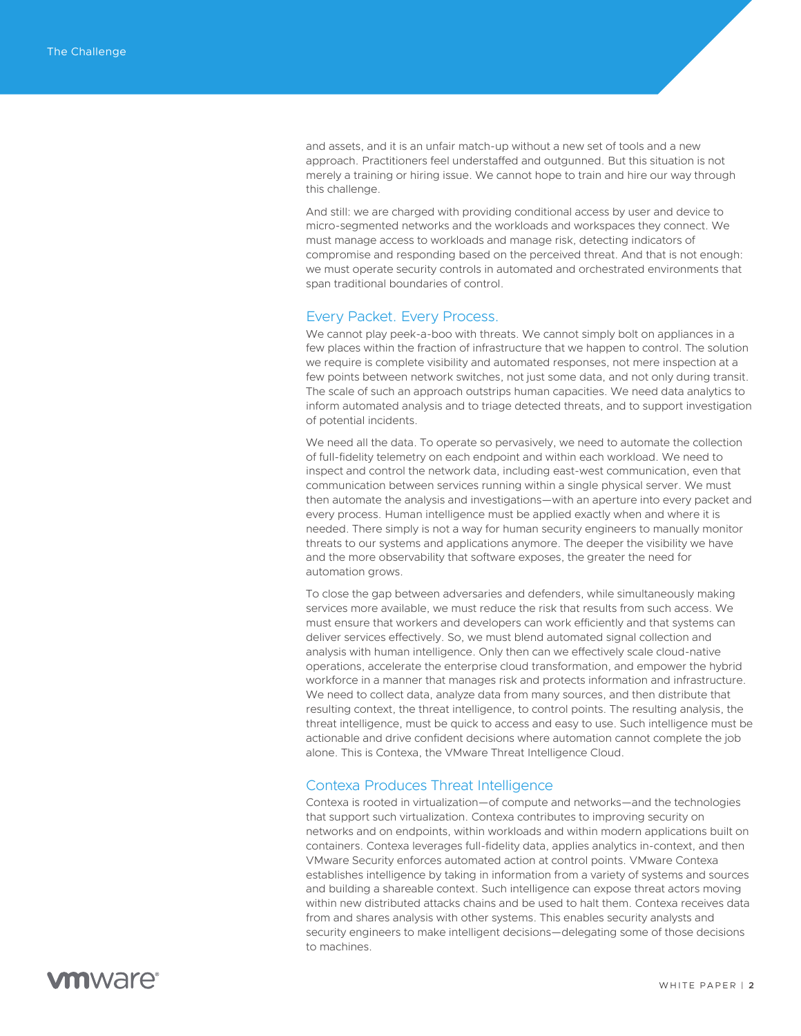and assets, and it is an unfair match-up without a new set of tools and a new approach. Practitioners feel understaffed and outgunned. But this situation is not merely a training or hiring issue. We cannot hope to train and hire our way through this challenge.

And still: we are charged with providing conditional access by user and device to micro-segmented networks and the workloads and workspaces they connect. We must manage access to workloads and manage risk, detecting indicators of compromise and responding based on the perceived threat. And that is not enough: we must operate security controls in automated and orchestrated environments that span traditional boundaries of control.

## Every Packet. Every Process.

We cannot play peek-a-boo with threats. We cannot simply bolt on appliances in a few places within the fraction of infrastructure that we happen to control. The solution we require is complete visibility and automated responses, not mere inspection at a few points between network switches, not just some data, and not only during transit. The scale of such an approach outstrips human capacities. We need data analytics to inform automated analysis and to triage detected threats, and to support investigation of potential incidents.

We need all the data. To operate so pervasively, we need to automate the collection of full-fidelity telemetry on each endpoint and within each workload. We need to inspect and control the network data, including east-west communication, even that communication between services running within a single physical server. We must then automate the analysis and investigations—with an aperture into every packet and every process. Human intelligence must be applied exactly when and where it is needed. There simply is not a way for human security engineers to manually monitor threats to our systems and applications anymore. The deeper the visibility we have and the more observability that software exposes, the greater the need for automation grows.

To close the gap between adversaries and defenders, while simultaneously making services more available, we must reduce the risk that results from such access. We must ensure that workers and developers can work efficiently and that systems can deliver services effectively. So, we must blend automated signal collection and analysis with human intelligence. Only then can we effectively scale cloud-native operations, accelerate the enterprise cloud transformation, and empower the hybrid workforce in a manner that manages risk and protects information and infrastructure. We need to collect data, analyze data from many sources, and then distribute that resulting context, the threat intelligence, to control points. The resulting analysis, the threat intelligence, must be quick to access and easy to use. Such intelligence must be actionable and drive confident decisions where automation cannot complete the job alone. This is Contexa, the VMware Threat Intelligence Cloud.

## Contexa Produces Threat Intelligence

Contexa is rooted in virtualization—of compute and networks—and the technologies that support such virtualization. Contexa contributes to improving security on networks and on endpoints, within workloads and within modern applications built on containers. Contexa leverages full-fidelity data, applies analytics in-context, and then VMware Security enforces automated action at control points. VMware Contexa establishes intelligence by taking in information from a variety of systems and sources and building a shareable context. Such intelligence can expose threat actors moving within new distributed attacks chains and be used to halt them. Contexa receives data from and shares analysis with other systems. This enables security analysts and security engineers to make intelligent decisions—delegating some of those decisions to machines.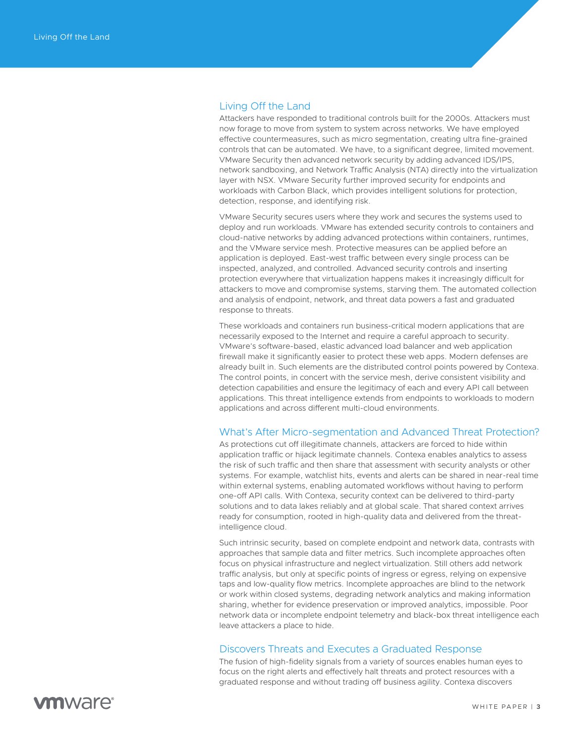## Living Off the Land

Attackers have responded to traditional controls built for the 2000s. Attackers must now forage to move from system to system across networks. We have employed effective countermeasures, such as micro segmentation, creating ultra fine-grained controls that can be automated. We have, to a significant degree, limited movement. VMware Security then advanced network security by adding advanced IDS/IPS, network sandboxing, and Network Traffic Analysis (NTA) directly into the virtualization layer with NSX. VMware Security further improved security for endpoints and workloads with Carbon Black, which provides intelligent solutions for protection, detection, response, and identifying risk.

VMware Security secures users where they work and secures the systems used to deploy and run workloads. VMware has extended security controls to containers and cloud-native networks by adding advanced protections within containers, runtimes, and the VMware service mesh. Protective measures can be applied before an application is deployed. East-west traffic between every single process can be inspected, analyzed, and controlled. Advanced security controls and inserting protection everywhere that virtualization happens makes it increasingly difficult for attackers to move and compromise systems, starving them. The automated collection and analysis of endpoint, network, and threat data powers a fast and graduated response to threats.

These workloads and containers run business-critical modern applications that are necessarily exposed to the Internet and require a careful approach to security. VMware's software-based, elastic advanced load balancer and web application firewall make it significantly easier to protect these web apps. Modern defenses are already built in. Such elements are the distributed control points powered by Contexa. The control points, in concert with the service mesh, derive consistent visibility and detection capabilities and ensure the legitimacy of each and every API call between applications. This threat intelligence extends from endpoints to workloads to modern applications and across different multi-cloud environments.

## What's After Micro-segmentation and Advanced Threat Protection?

As protections cut off illegitimate channels, attackers are forced to hide within application traffic or hijack legitimate channels. Contexa enables analytics to assess the risk of such traffic and then share that assessment with security analysts or other systems. For example, watchlist hits, events and alerts can be shared in near-real time within external systems, enabling automated workflows without having to perform one-off API calls. With Contexa, security context can be delivered to third-party solutions and to data lakes reliably and at global scale. That shared context arrives ready for consumption, rooted in high-quality data and delivered from the threat-intelligence cloud.

Such intrinsic security, based on complete endpoint and network data, contrasts with approaches that sample data and filter metrics. Such incomplete approaches often focus on physical infrastructure and neglect virtualization. Still others add network traffic analysis, but only at specific points of ingress or egress, relying on expensive taps and low-quality flow metrics. Incomplete approaches are blind to the network or work within closed systems, degrading network analytics and making information sharing, whether for evidence preservation or improved analytics, impossible. Poor network data or incomplete endpoint telemetry and black-box threat intelligence each leave attackers a place to hide.

## Discovers Threats and Executes a Graduated Response

The fusion of high-fidelity signals from a variety of sources enables human eyes to focus on the right alerts and effectively halt threats and protect resources with a graduated response and without trading off business agility. Contexa discovers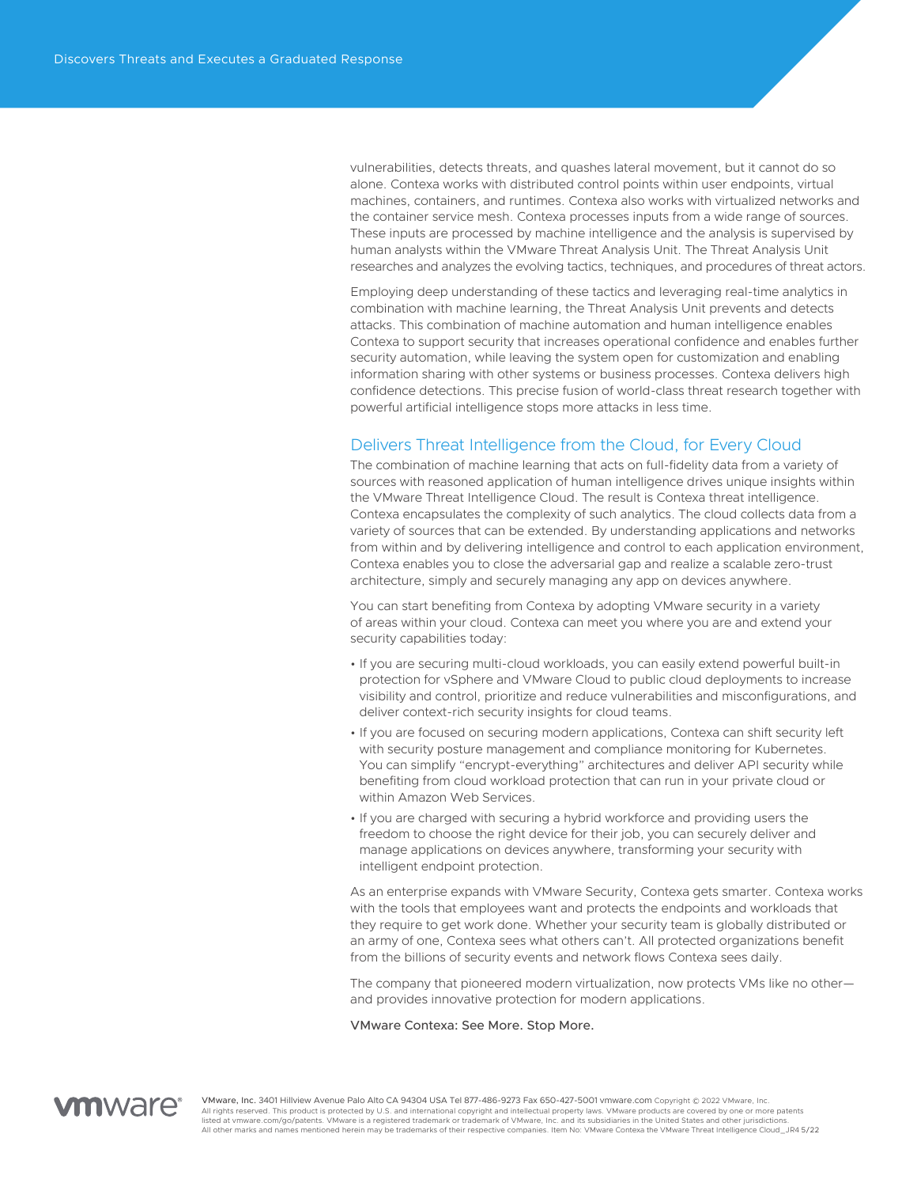vulnerabilities, detects threats, and quashes lateral movement, but it cannot do so alone. Contexa works with distributed control points within user endpoints, virtual machines, containers, and runtimes. Contexa also works with virtualized networks and the container service mesh. Contexa processes inputs from a wide range of sources. These inputs are processed by machine intelligence and the analysis is supervised by human analysts within the VMware Threat Analysis Unit. The Threat Analysis Unit researches and analyzes the evolving tactics, techniques, and procedures of threat actors.

Employing deep understanding of these tactics and leveraging real-time analytics in combination with machine learning, the Threat Analysis Unit prevents and detects attacks. This combination of machine automation and human intelligence enables Contexa to support security that increases operational confidence and enables further security automation, while leaving the system open for customization and enabling information sharing with other systems or business processes. Contexa delivers high confidence detections. This precise fusion of world-class threat research together with powerful artificial intelligence stops more attacks in less time.

## Delivers Threat Intelligence from the Cloud, for Every Cloud

The combination of machine learning that acts on full-fidelity data from a variety of sources with reasoned application of human intelligence drives unique insights within the VMware Threat Intelligence Cloud. The result is Contexa threat intelligence. Contexa encapsulates the complexity of such analytics. The cloud collects data from a variety of sources that can be extended. By understanding applications and networks from within and by delivering intelligence and control to each application environment, Contexa enables you to close the adversarial gap and realize a scalable zero-trust architecture, simply and securely managing any app on devices anywhere.

You can start benefiting from Contexa by adopting VMware security in a variety of areas within your cloud. Contexa can meet you where you are and extend your security capabilities today:

- If you are securing multi-cloud workloads, you can easily extend powerful built-in protection for vSphere and VMware Cloud to public cloud deployments to increase visibility and control, prioritize and reduce vulnerabilities and misconfigurations, and deliver context-rich security insights for cloud teams.
- If you are focused on securing modern applications, Contexa can shift security left with security posture management and compliance monitoring for Kubernetes. You can simplify "encrypt-everything" architectures and deliver API security while benefiting from cloud workload protection that can run in your private cloud or within Amazon Web Services.
- If you are charged with securing a hybrid workforce and providing users the freedom to choose the right device for their job, you can securely deliver and manage applications on devices anywhere, transforming your security with intelligent endpoint protection.

As an enterprise expands with VMware Security, Contexa gets smarter. Contexa works with the tools that employees want and protects the endpoints and workloads that they require to get work done. Whether your security team is globally distributed or an army of one, Contexa sees what others can't. All protected organizations benefit from the billions of security events and network flows Contexa sees daily.

The company that pioneered modern virtualization, now protects VMs like no other—and provides innovative protection for modern applications.

**VMware Contexa: See More. Stop More.**

VMware, Inc. 3401 Hillview Avenue Palo Alto CA 94304 USA Tel 877-486-9273 Fax 650-427-5001 vmware.com Copyright © 2022 VMware, Inc. All rights reserved. This product is protected by U.S. and international copyright and intellectual property laws. VMware products are covered by one or more patents listed at vmware.com/go/patents. VMware is a registered trademark or trademark of VMware, Inc. and its subsidiaries in the United States and other jurisdictions. All other marks and names mentioned herein may be trademarks of their respective companies. Item No: VMware Contexa the VMware Threat Intelligence Cloud_JR4 5/22